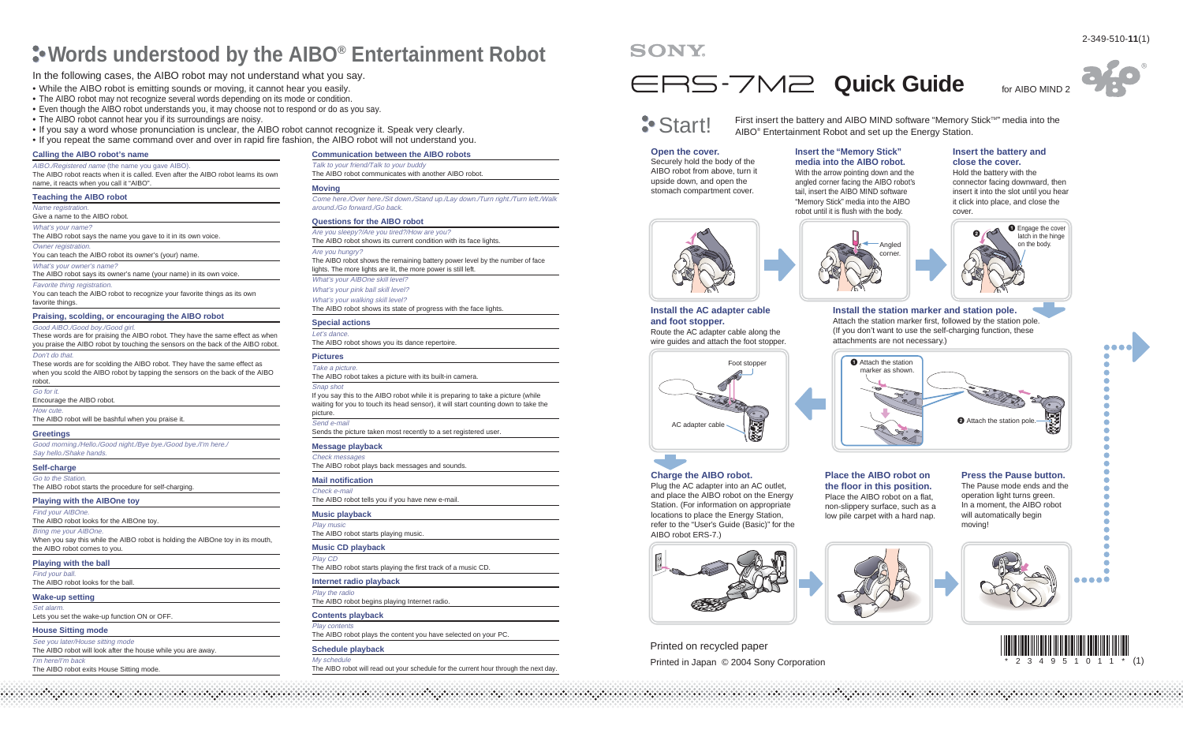# Words understood by the AIBO® Entertainment Robot

In the following cases, the AIBO robot may not understand what you say.

- While the AIBO robot is emitting sounds or moving, it cannot hear you easily.
- The AIBO robot may not recognize several words depending on its mode or condition.
- Even though the AIBO robot understands you, it may choose not to respond or do as you say.
- The AIBO robot cannot hear you if its surroundings are noisy.
- If you say a word whose pronunciation is unclear, the AIBO robot cannot recognize it. Speak very clearly.
- If you repeat the same command over and over in rapid fire fashion, the AIBO robot will not understand you.

### Calling the AIBO robot's name

*AIBO./Registered name (the name you gave AIBO).*
The AIBO robot reacts when it is called. Even after the AIBO robot learns its own name, it reacts when you call it "AIBO".

### Teaching the AIBO robot

*Name registration.*
Give a name to the AIBO robot.

*What's your name?*
The AIBO robot says the name you gave to it in its own voice.

*Owner registration.*
You can teach the AIBO robot its owner's (your) name.

*What's your owner's name?*
The AIBO robot says its owner's name (your name) in its own voice.

*Favorite thing registration.*
You can teach the AIBO robot to recognize your favorite things as its own favorite things.

### Praising, scolding, or encouraging the AIBO robot

*Good AIBO./Good boy./Good girl.*
These words are for praising the AIBO robot. They have the same effect as when you praise the AIBO robot by touching the sensors on the back of the AIBO robot.

*Don't do that.*
These words are for scolding the AIBO robot. They have the same effect as when you scold the AIBO robot by tapping the sensors on the back of the AIBO robot.

*Go for it.*
Encourage the AIBO robot.

*How cute.*
The AIBO robot will be bashful when you praise it.

### Greetings

*Good morning./Hello./Good night./Bye bye./Good bye./I'm here./Say hello./Shake hands.*

### Self-charge

*Go to the Station.*
The AIBO robot starts the procedure for self-charging.

### Playing with the AIBOne toy

*Find your AIBOne.*
The AIBO robot looks for the AIBOne toy.

*Bring me your AIBOne.*
When you say this while the AIBO robot is holding the AIBOne toy in its mouth, the AIBO robot comes to you.

### Playing with the ball

*Find your ball.*
The AIBO robot looks for the ball.

### Wake-up setting

*Set alarm.*
Lets you set the wake-up function ON or OFF.

### House Sitting mode

*See you later/House sitting mode*
The AIBO robot will look after the house while you are away.

*I'm here/I'm back*
The AIBO robot exits House Sitting mode.

### Communication between the AIBO robots

*Talk to your friend/Talk to your buddy*
The AIBO robot communicates with another AIBO robot.

### Moving

*Come here./Over here./Sit down./Stand up./Lay down./Turn right./Turn left./Walk around./Go forward./Go back.*

### Questions for the AIBO robot

*Are you sleepy?/Are you tired?/How are you?*
The AIBO robot shows its current condition with its face lights.

*Are you hungry?*
The AIBO robot shows the remaining battery power level by the number of face lights. The more lights are lit, the more power is still left.

*What's your AIBOne skill level?*
*What's your pink ball skill level?*
*What's your walking skill level?*
The AIBO robot shows its state of progress with the face lights.

### Special actions

*Let's dance.*
The AIBO robot shows you its dance repertoire.

### Pictures

*Take a picture.*
The AIBO robot takes a picture with its built-in camera.

*Snap shot*
If you say this to the AIBO robot while it is preparing to take a picture (while waiting for you to touch its head sensor), it will start counting down to take the picture.

*Send e-mail*
Sends the picture taken most recently to a set registered user.

### Message playback

*Check messages*
The AIBO robot plays back messages and sounds.

### Mail notification

*Check e-mail*
The AIBO robot tells you if you have new e-mail.

### Music playback

*Play music*
The AIBO robot starts playing music.

### Music CD playback

*Play CD*
The AIBO robot starts playing the first track of a music CD.

### Internet radio playback

*Play the radio*
The AIBO robot begins playing Internet radio.

### Contents playback

*Play contents*
The AIBO robot plays the content you have selected on your PC.

### Schedule playback

*My schedule*
The AIBO robot will read out your schedule for the current hour through the next day.

---

2-349-510-**11**(1)

SONY

# ERS-7M2 Quick Guide

for AIBO MIND 2

## Start!

First insert the battery and AIBO MIND software "Memory Stick™" media into the AIBO® Entertainment Robot and set up the Energy Station.

### Open the cover.

Securely hold the body of the AIBO robot from above, turn it upside down, and open the stomach compartment cover.

### Insert the "Memory Stick" media into the AIBO robot.

With the arrow pointing down and the angled corner facing the AIBO robot's tail, insert the AIBO MIND software "Memory Stick" media into the AIBO robot until it is flush with the body.

Angled corner.

### Insert the battery and close the cover.

Hold the battery with the connector facing downward, then insert it into the slot until you hear it click into place, and close the cover.

❶ Engage the cover latch in the hinge on the body.
❷

### Install the AC adapter cable and foot stopper.

Route the AC adapter cable along the wire guides and attach the foot stopper.

Foot stopper

AC adapter cable

### Install the station marker and station pole.

Attach the station marker first, followed by the station pole. (If you don't want to use the self-charging function, these attachments are not necessary.)

❶ Attach the station marker as shown.

❷ Attach the station pole.

### Charge the AIBO robot.

Plug the AC adapter into an AC outlet, and place the AIBO robot on the Energy Station. (For information on appropriate locations to place the Energy Station, refer to the "User's Guide (Basic)" for the AIBO robot ERS-7.)

### Place the AIBO robot on the floor in this position.

Place the AIBO robot on a flat, non-slippery surface, such as a low pile carpet with a hard nap.

### Press the Pause button.

The Pause mode ends and the operation light turns green. In a moment, the AIBO robot will automatically begin moving!

Printed on recycled paper

Printed in Japan © 2004 Sony Corporation

\* 2 3 4 9 5 1 0 1 1 \* (1)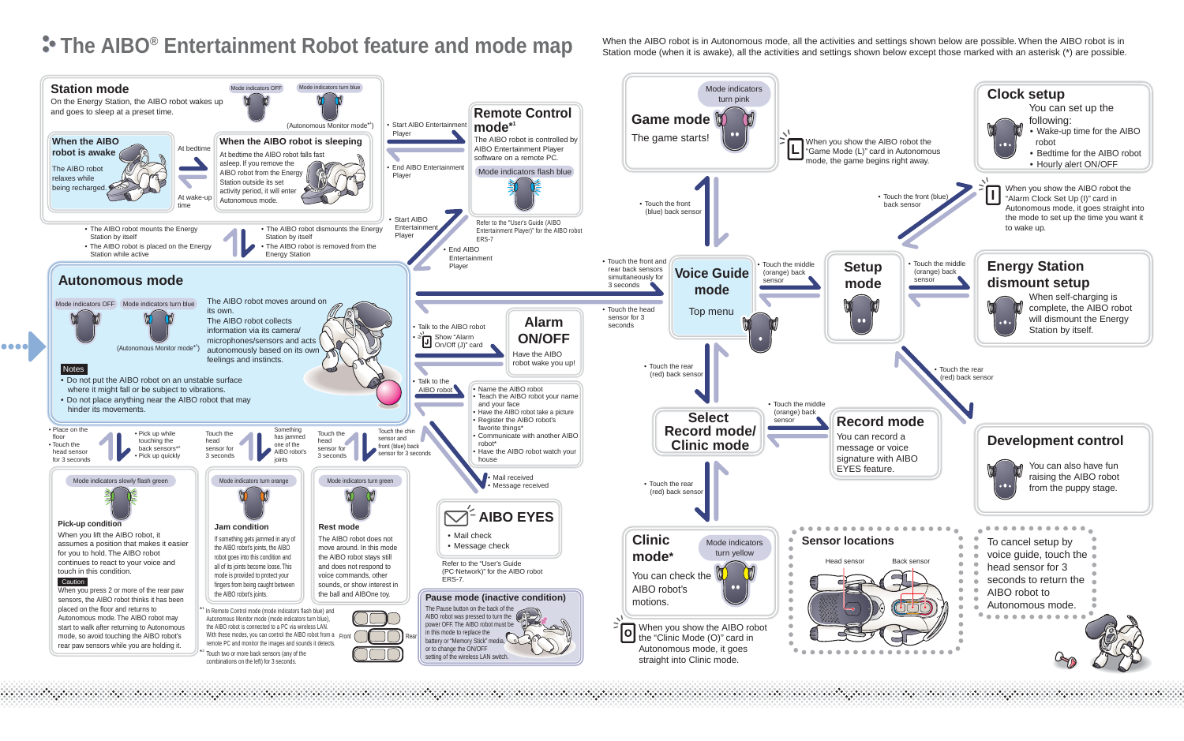# The AIBO® Entertainment Robot feature and mode map

When the AIBO robot is in Autonomous mode, all the activities and settings shown below are possible. When the AIBO robot is in Station mode (when it is awake), all the activities and settings shown below except those marked with an asterisk (*) are possible.

## Station mode

On the Energy Station, the AIBO robot wakes up and goes to sleep at a preset time.

Mode indicators OFF

Mode indicators turn blue

(Autonomous Monitor mode*[1])

### When the AIBO robot is awake

The AIBO robot relaxes while being recharged.

At bedtime

At wake-up time

### When the AIBO robot is sleeping

At bedtime the AIBO robot falls fast asleep. If you remove the AIBO robot from the Energy Station outside its set activity period, it will enter Autonomous mode.

- The AIBO robot mounts the Energy Station by itself
- The AIBO robot is placed on the Energy Station while active

- The AIBO robot dismounts the Energy Station by itself
- The AIBO robot is removed from the Energy Station

- Start AIBO Entertainment Player
- End AIBO Entertainment Player

## Remote Control mode*[1]

The AIBO robot is controlled by AIBO Entertainment Player software on a remote PC.

Mode indicators flash blue

Refer to the "User's Guide (AIBO Entertainment Player)" for the AIBO robot ERS-7

- Start AIBO Entertainment Player
- End AIBO Entertainment Player

## Autonomous mode

Mode indicators OFF

Mode indicators turn blue

(Autonomous Monitor mode*[1])

The AIBO robot moves around on its own.
The AIBO robot collects information via its camera/microphones/sensors and acts autonomously based on its own feelings and instincts.

**Notes**

- Do not put the AIBO robot on an unstable surface where it might fall or be subject to vibrations.
- Do not place anything near the AIBO robot that may hinder its movements.

- Talk to the AIBO robot
- Show "Alarm On/Off (J)" card

## Alarm ON/OFF

Have the AIBO robot wake you up!

- Talk to the AIBO robot

- Name the AIBO robot
- Teach the AIBO robot your name and your face
- Have the AIBO robot take a picture
- Register the AIBO robot's favorite things*
- Communicate with another AIBO robot*
- Have the AIBO robot watch your house

- Mail received
- Message received

## AIBO EYES

- Mail check
- Message check

Refer to the "User's Guide (PC-Network)" for the AIBO robot ERS-7.

- Place on the floor
- Touch the head sensor for 3 seconds

- Pick up while touching the back sensors*[2]
- Pick up quickly

Touch the head sensor for 3 seconds

Something has jammed one of the AIBO robot's joints

Touch the head sensor for 3 seconds

Touch the chin sensor and front (blue) back sensor for 3 seconds

### Pick-up condition

Mode indicators slowly flash green

When you lift the AIBO robot, it assumes a position that makes it easier for you to hold. The AIBO robot continues to react to your voice and touch in this condition.

**Caution**

When you press 2 or more of the rear paw sensors, the AIBO robot thinks it has been placed on the floor and returns to Autonomous mode. The AIBO robot may start to walk after returning to Autonomous mode, so avoid touching the AIBO robot's rear paw sensors while you are holding it.

### Jam condition

Mode indicators turn orange

If something gets jammed in any of the AIBO robot's joints, the AIBO robot goes into this condition and all of its joints become loose. This mode is provided to protect your fingers from being caught between the AIBO robot's joints.

### Rest mode

Mode indicators turn green

The AIBO robot does not move around. In this mode the AIBO robot stays still and does not respond to voice commands, other sounds, or show interest in the ball and AIBOne toy.

*1 In Remote Control mode (mode indicators flash blue) and Autonomous Monitor mode (mode indicators turn blue), the AIBO robot is connected to a PC via wireless LAN. With these modes, you can control the AIBO robot from a remote PC and monitor the images and sounds it detects.

*2 Touch two or more back sensors (any of the combinations on the left) for 3 seconds.

Front Rear

### Pause mode (inactive condition)

The Pause button on the back of the AIBO robot was pressed to turn the power OFF. The AIBO robot must be in this mode to replace the battery or "Memory Stick" media, or to change the ON/OFF setting of the wireless LAN switch.

## Game mode

Mode indicators turn pink

The game starts!

When you show the AIBO robot the "Game Mode (L)" card in Autonomous mode, the game begins right away.

- Touch the front (blue) back sensor

- Touch the front and rear back sensors simultaneously for 3 seconds
- Touch the head sensor for 3 seconds

## Voice Guide mode

Top menu

- Touch the middle (orange) back sensor

## Setup mode

- Touch the middle (orange) back sensor

- Touch the front (blue) back sensor

## Clock setup

You can set up the following:

- Wake-up time for the AIBO robot
- Bedtime for the AIBO robot
- Hourly alert ON/OFF

When you show the AIBO robot the "Alarm Clock Set Up (I)" card in Autonomous mode, it goes straight into the mode to set up the time you want it to wake up.

## Energy Station dismount setup

When self-charging is complete, the AIBO robot will dismount the Energy Station by itself.

- Touch the rear (red) back sensor

- Touch the rear (red) back sensor

## Select Record mode/ Clinic mode

- Touch the middle (orange) back sensor

## Record mode

You can record a message or voice signature with AIBO EYES feature.

## Development control

You can also have fun raising the AIBO robot from the puppy stage.

- Touch the rear (red) back sensor

## Clinic mode*

Mode indicators turn yellow

You can check the AIBO robot's motions.

When you show the AIBO robot the "Clinic Mode (O)" card in Autonomous mode, it goes straight into Clinic mode.

## Sensor locations

Head sensor

Back sensor

To cancel setup by voice guide, touch the head sensor for 3 seconds to return the AIBO robot to Autonomous mode.